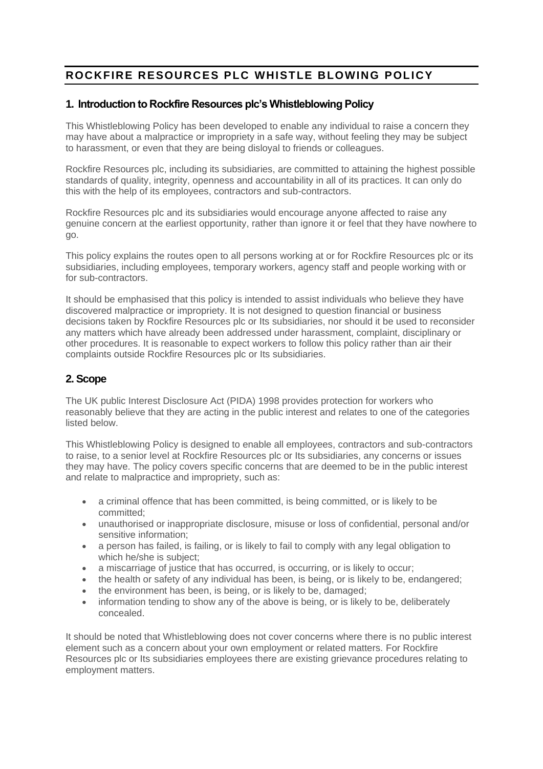# ROCKFIRE RESOURCES PLC WHISTLE BLOWING POLICY

## 1. Introduction to Rockfire Resources plc's Whistleblowing Policy

This Whistleblowing Policy has been developed to enable any individual to raise a concern they may have about a malpractice or impropriety in a safe way, without feeling they may be subject to harassment, or even that they are being disloyal to friends or colleagues.

Rockfire Resources plc, including its subsidiaries, are committed to attaining the highest possible standards of quality, integrity, openness and accountability in all of its practices. It can only do this with the help of its employees, contractors and sub-contractors.

Rockfire Resources plc and its subsidiaries would encourage anyone affected to raise any genuine concern at the earliest opportunity, rather than ignore it or feel that they have nowhere to go.

This policy explains the routes open to all persons working at or for Rockfire Resources plc or its subsidiaries, including employees, temporary workers, agency staff and people working with or for sub-contractors.

It should be emphasised that this policy is intended to assist individuals who believe they have discovered malpractice or impropriety. It is not designed to question financial or business decisions taken by Rockfire Resources plc or Its subsidiaries, nor should it be used to reconsider any matters which have already been addressed under harassment, complaint, disciplinary or other procedures. It is reasonable to expect workers to follow this policy rather than air their complaints outside Rockfire Resources plc or Its subsidiaries.

## 2. Scope

The UK public Interest Disclosure Act (PIDA) 1998 provides protection for workers who reasonably believe that they are acting in the public interest and relates to one of the categories listed below.

This Whistleblowing Policy is designed to enable all employees, contractors and sub-contractors to raise, to a senior level at Rockfire Resources plc or Its subsidiaries, any concerns or issues they may have. The policy covers specific concerns that are deemed to be in the public interest and relate to malpractice and impropriety, such as:

- a criminal offence that has been committed, is being committed, or is likely to be committed;
- unauthorised or inappropriate disclosure, misuse or loss of confidential, personal and/or sensitive information;
- a person has failed, is failing, or is likely to fail to comply with any legal obligation to which he/she is subject;
- a miscarriage of justice that has occurred, is occurring, or is likely to occur;
- the health or safety of any individual has been, is being, or is likely to be, endangered;
- the environment has been, is being, or is likely to be, damaged;
- information tending to show any of the above is being, or is likely to be, deliberately concealed.

It should be noted that Whistleblowing does not cover concerns where there is no public interest element such as a concern about your own employment or related matters. For Rockfire Resources plc or Its subsidiaries employees there are existing grievance procedures relating to employment matters.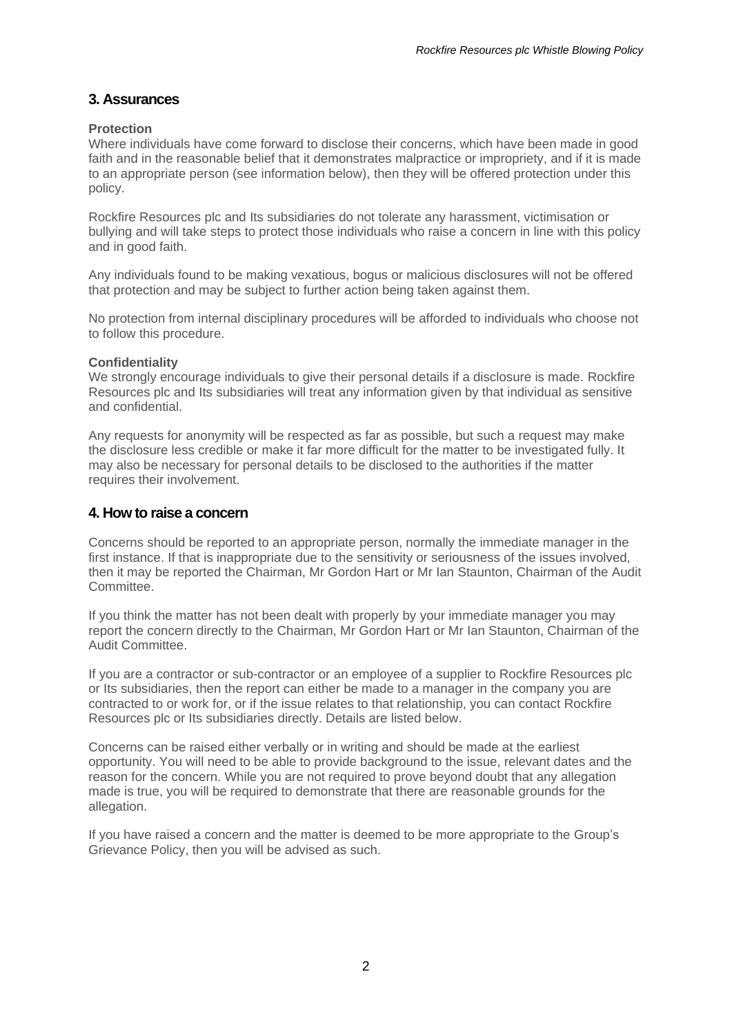## 3. Assurances

**Protection**

Where individuals have come forward to disclose their concerns, which have been made in good faith and in the reasonable belief that it demonstrates malpractice or impropriety, and if it is made to an appropriate person (see information below), then they will be offered protection under this policy.

Rockfire Resources plc and Its subsidiaries do not tolerate any harassment, victimisation or bullying and will take steps to protect those individuals who raise a concern in line with this policy and in good faith.

Any individuals found to be making vexatious, bogus or malicious disclosures will not be offered that protection and may be subject to further action being taken against them.

No protection from internal disciplinary procedures will be afforded to individuals who choose not to follow this procedure.

**Confidentiality**

We strongly encourage individuals to give their personal details if a disclosure is made. Rockfire Resources plc and Its subsidiaries will treat any information given by that individual as sensitive and confidential.

Any requests for anonymity will be respected as far as possible, but such a request may make the disclosure less credible or make it far more difficult for the matter to be investigated fully. It may also be necessary for personal details to be disclosed to the authorities if the matter requires their involvement.

## 4. How to raise a concern

Concerns should be reported to an appropriate person, normally the immediate manager in the first instance. If that is inappropriate due to the sensitivity or seriousness of the issues involved, then it may be reported the Chairman, Mr Gordon Hart or Mr Ian Staunton, Chairman of the Audit Committee.

If you think the matter has not been dealt with properly by your immediate manager you may report the concern directly to the Chairman, Mr Gordon Hart or Mr Ian Staunton, Chairman of the Audit Committee.

If you are a contractor or sub-contractor or an employee of a supplier to Rockfire Resources plc or Its subsidiaries, then the report can either be made to a manager in the company you are contracted to or work for, or if the issue relates to that relationship, you can contact Rockfire Resources plc or Its subsidiaries directly. Details are listed below.

Concerns can be raised either verbally or in writing and should be made at the earliest opportunity. You will need to be able to provide background to the issue, relevant dates and the reason for the concern. While you are not required to prove beyond doubt that any allegation made is true, you will be required to demonstrate that there are reasonable grounds for the allegation.

If you have raised a concern and the matter is deemed to be more appropriate to the Group's Grievance Policy, then you will be advised as such.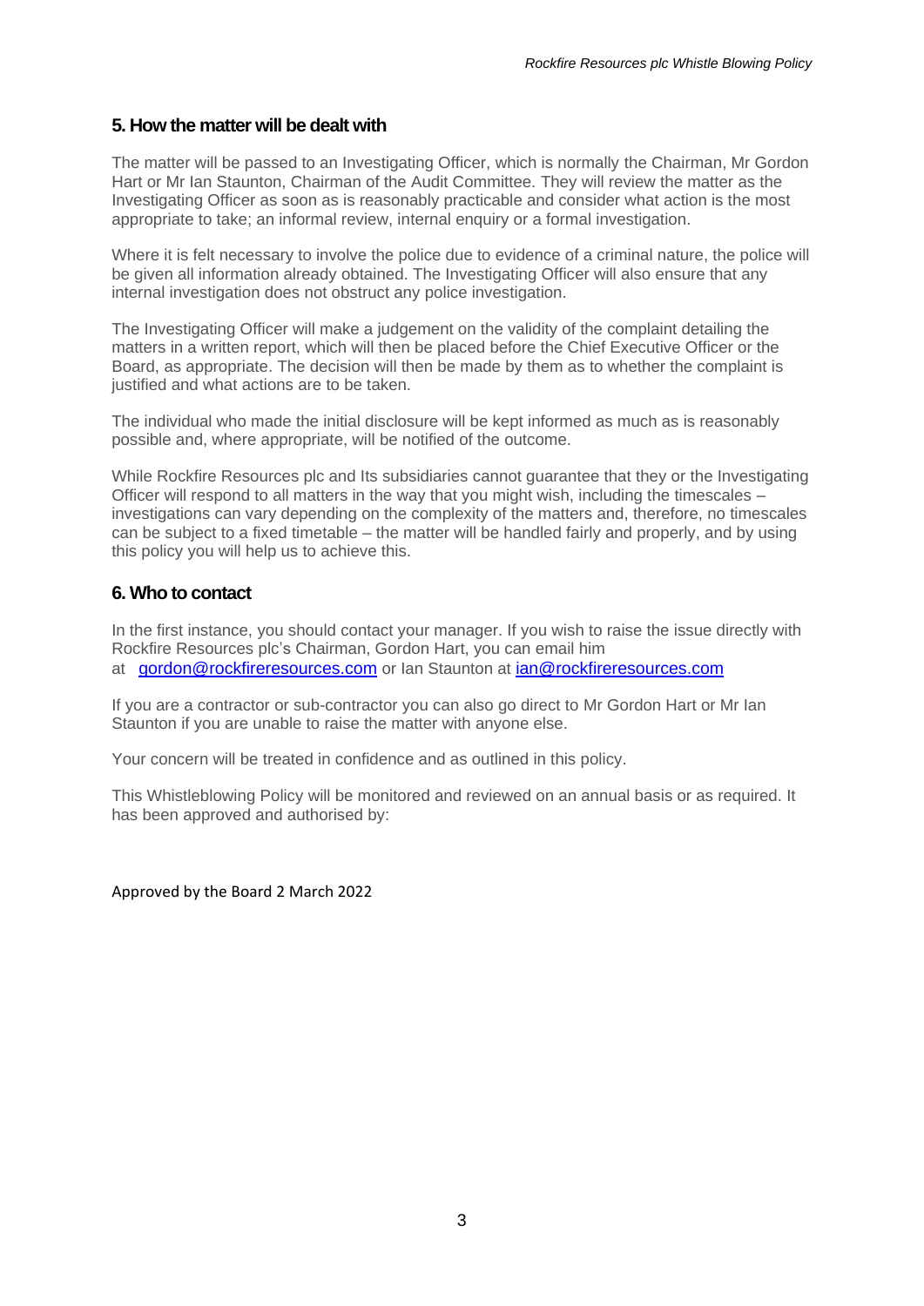## 5. How the matter will be dealt with

The matter will be passed to an Investigating Officer, which is normally the Chairman, Mr Gordon Hart or Mr Ian Staunton, Chairman of the Audit Committee. They will review the matter as the Investigating Officer as soon as is reasonably practicable and consider what action is the most appropriate to take; an informal review, internal enquiry or a formal investigation.

Where it is felt necessary to involve the police due to evidence of a criminal nature, the police will be given all information already obtained. The Investigating Officer will also ensure that any internal investigation does not obstruct any police investigation.

The Investigating Officer will make a judgement on the validity of the complaint detailing the matters in a written report, which will then be placed before the Chief Executive Officer or the Board, as appropriate. The decision will then be made by them as to whether the complaint is justified and what actions are to be taken.

The individual who made the initial disclosure will be kept informed as much as is reasonably possible and, where appropriate, will be notified of the outcome.

While Rockfire Resources plc and Its subsidiaries cannot guarantee that they or the Investigating Officer will respond to all matters in the way that you might wish, including the timescales – investigations can vary depending on the complexity of the matters and, therefore, no timescales can be subject to a fixed timetable – the matter will be handled fairly and properly, and by using this policy you will help us to achieve this.

## 6. Who to contact

In the first instance, you should contact your manager. If you wish to raise the issue directly with Rockfire Resources plc's Chairman, Gordon Hart, you can email him at gordon@rockfireresources.com or Ian Staunton at ian@rockfireresources.com

If you are a contractor or sub-contractor you can also go direct to Mr Gordon Hart or Mr Ian Staunton if you are unable to raise the matter with anyone else.

Your concern will be treated in confidence and as outlined in this policy.

This Whistleblowing Policy will be monitored and reviewed on an annual basis or as required. It has been approved and authorised by:

Approved by the Board 2 March 2022